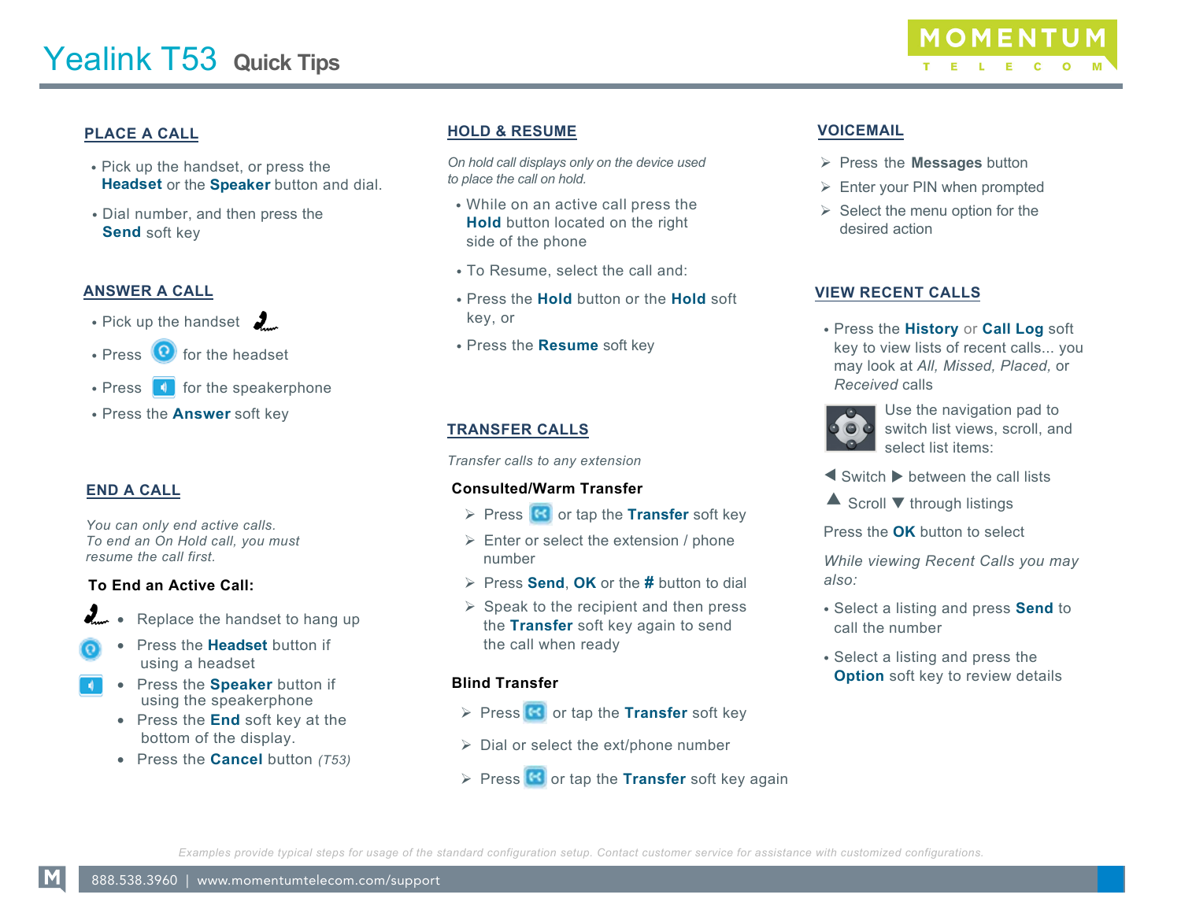# Yealink T53 Quick Tips

## PLACE A CALL

- Pick up the handset, or press the **Headset** or the **Speaker** button and dial.
- Dial number, and then press the **Send** soft key

## ANSWER A CALL

- Pick up the handset
- Press for the headset
- Press for the speakerphone
- Press the **Answer** soft key

## END A CALL

*You can only end active calls.*
*To end an On Hold call, you must resume the call first.*

**To End an Active Call:**

- Replace the handset to hang up
- Press the **Headset** button if using a headset
- Press the **Speaker** button if using the speakerphone
- Press the **End** soft key at the bottom of the display.
- Press the **Cancel** button *(T53)*

## HOLD & RESUME

*On hold call displays only on the device used to place the call on hold.*

- While on an active call press the **Hold** button located on the right side of the phone
- To Resume, select the call and:
- Press the **Hold** button or the **Hold** soft key, or
- Press the **Resume** soft key

## TRANSFER CALLS

*Transfer calls to any extension*

**Consulted/Warm Transfer**

- Press or tap the **Transfer** soft key
- Enter or select the extension / phone number
- Press **Send**, **OK** or the **#** button to dial
- Speak to the recipient and then press the **Transfer** soft key again to send the call when ready

**Blind Transfer**

- Press or tap the **Transfer** soft key
- Dial or select the ext/phone number
- Press or tap the **Transfer** soft key again

## VOICEMAIL

- Press the **Messages** button
- Enter your PIN when prompted
- Select the menu option for the desired action

## VIEW RECENT CALLS

- Press the **History** or **Call Log** soft key to view lists of recent calls... you may look at *All, Missed, Placed,* or *Received* calls

Use the navigation pad to switch list views, scroll, and select list items:

◀ Switch ▶ between the call lists

▲ Scroll ▼ through listings

Press the **OK** button to select

*While viewing Recent Calls you may also:*

- Select a listing and press **Send** to call the number
- Select a listing and press the **Option** soft key to review details

*Examples provide typical steps for usage of the standard configuration setup. Contact customer service for assistance with customized configurations.*

888.538.3960 | www.momentumtelecom.com/support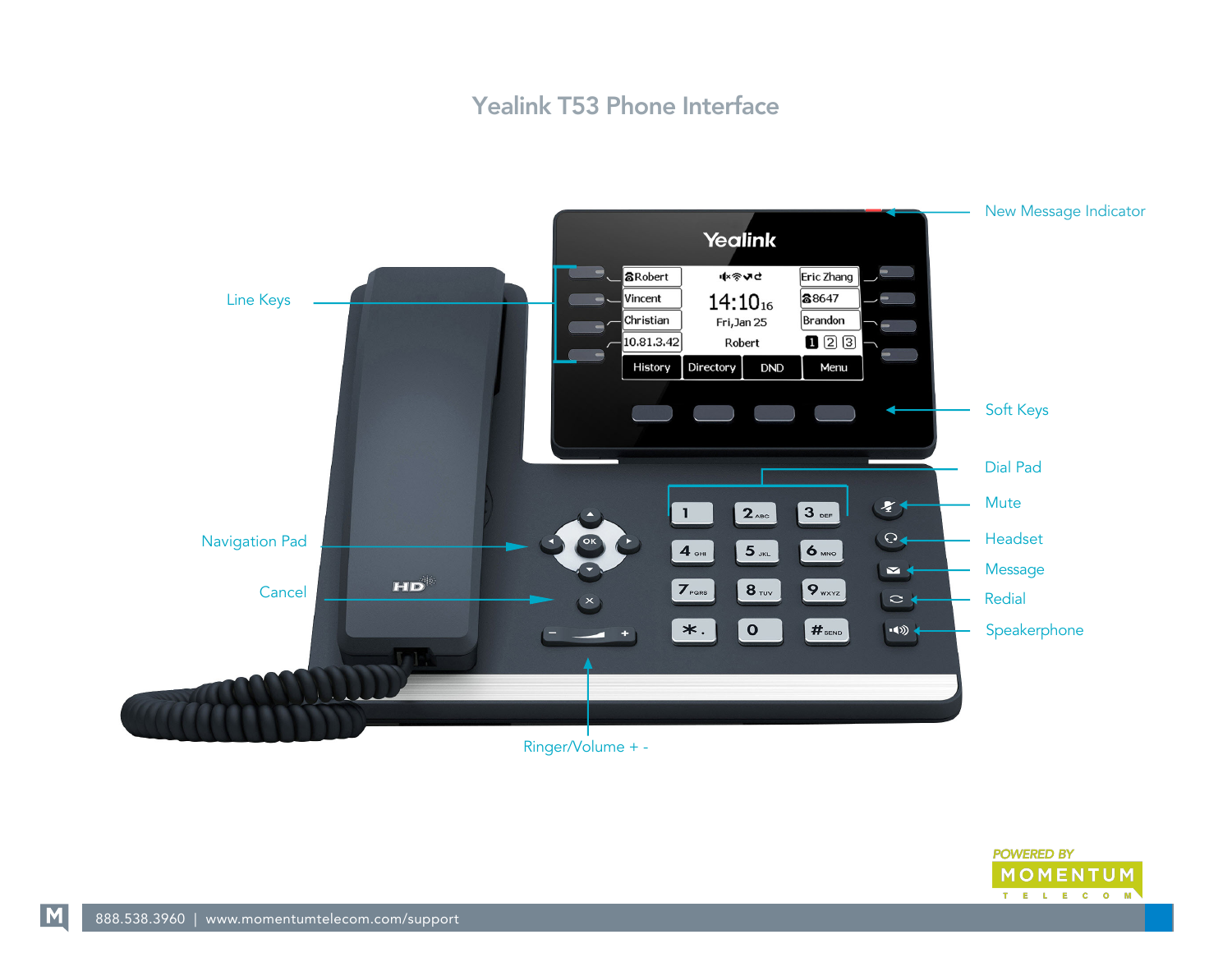# Yealink T53 Phone Interface

Line Keys

Navigation Pad

Cancel

Ringer/Volume + -

New Message Indicator

Soft Keys

Dial Pad

Mute

Headset

Message

Redial

Speakerphone

POWERED BY MOMENTUM TELECOM

888.538.3960 | www.momentumtelecom.com/support